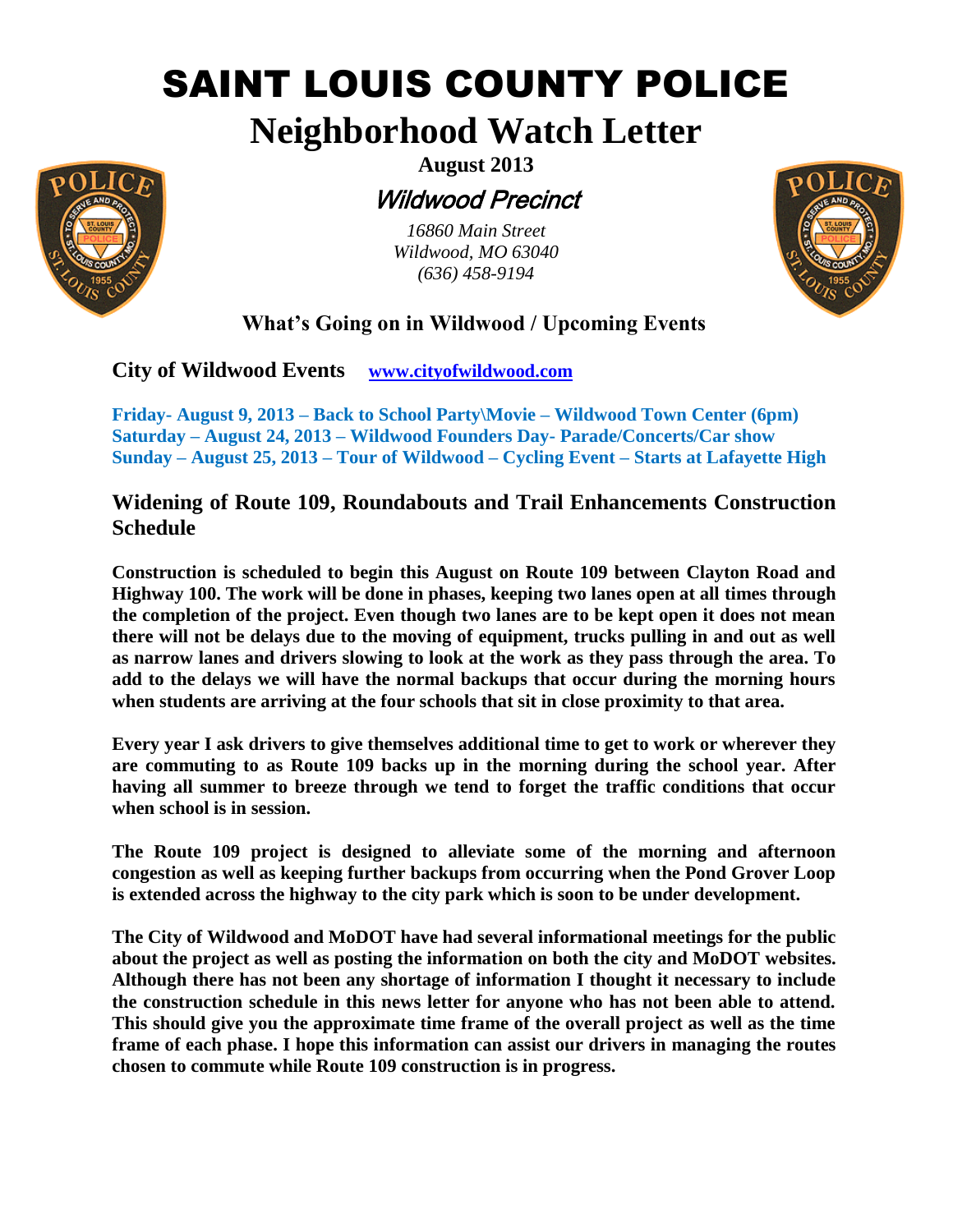# SAINT LOUIS COUNTY POLICE

# Neighborhood Watch Letter

**August 2013**

*Wildwood Precinct*

*16860 Main Street*
*Wildwood, MO 63040*
*(636) 458-9194*

## What's Going on in Wildwood / Upcoming Events

**City of Wildwood Events** [www.cityofwildwood.com](www.cityofwildwood.com)

**Friday- August 9, 2013 – Back to School Party\Movie – Wildwood Town Center (6pm)**
**Saturday – August 24, 2013 – Wildwood Founders Day- Parade/Concerts/Car show**
**Sunday – August 25, 2013 – Tour of Wildwood – Cycling Event – Starts at Lafayette High**

## Widening of Route 109, Roundabouts and Trail Enhancements Construction Schedule

**Construction is scheduled to begin this August on Route 109 between Clayton Road and Highway 100. The work will be done in phases, keeping two lanes open at all times through the completion of the project. Even though two lanes are to be kept open it does not mean there will not be delays due to the moving of equipment, trucks pulling in and out as well as narrow lanes and drivers slowing to look at the work as they pass through the area. To add to the delays we will have the normal backups that occur during the morning hours when students are arriving at the four schools that sit in close proximity to that area.**

**Every year I ask drivers to give themselves additional time to get to work or wherever they are commuting to as Route 109 backs up in the morning during the school year. After having all summer to breeze through we tend to forget the traffic conditions that occur when school is in session.**

**The Route 109 project is designed to alleviate some of the morning and afternoon congestion as well as keeping further backups from occurring when the Pond Grover Loop is extended across the highway to the city park which is soon to be under development.**

**The City of Wildwood and MoDOT have had several informational meetings for the public about the project as well as posting the information on both the city and MoDOT websites. Although there has not been any shortage of information I thought it necessary to include the construction schedule in this news letter for anyone who has not been able to attend. This should give you the approximate time frame of the overall project as well as the time frame of each phase. I hope this information can assist our drivers in managing the routes chosen to commute while Route 109 construction is in progress.**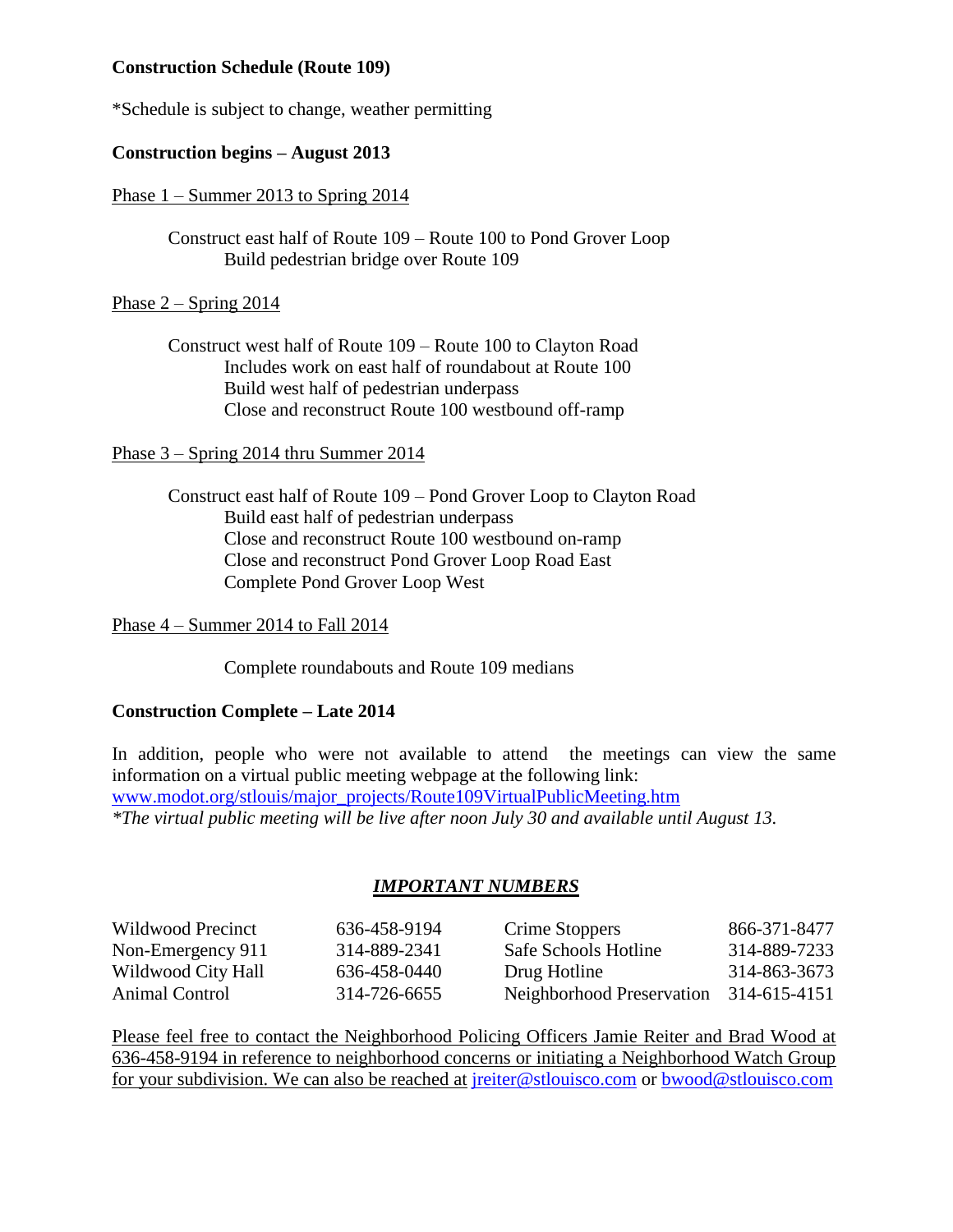**Construction Schedule (Route 109)**

*Schedule is subject to change, weather permitting

**Construction begins – August 2013**

Phase 1 – Summer 2013 to Spring 2014

Construct east half of Route 109 – Route 100 to Pond Grover Loop
- Build pedestrian bridge over Route 109

Phase 2 – Spring 2014

Construct west half of Route 109 – Route 100 to Clayton Road
- Includes work on east half of roundabout at Route 100
- Build west half of pedestrian underpass
- Close and reconstruct Route 100 westbound off-ramp

Phase 3 – Spring 2014 thru Summer 2014

Construct east half of Route 109 – Pond Grover Loop to Clayton Road
- Build east half of pedestrian underpass
- Close and reconstruct Route 100 westbound on-ramp
- Close and reconstruct Pond Grover Loop Road East
- Complete Pond Grover Loop West

Phase 4 – Summer 2014 to Fall 2014

- Complete roundabouts and Route 109 medians

**Construction Complete – Late 2014**

In addition, people who were not available to attend the meetings can view the same information on a virtual public meeting webpage at the following link:
www.modot.org/stlouis/major_projects/Route109VirtualPublicMeeting.htm
*\*The virtual public meeting will be live after noon July 30 and available until August 13.*

***IMPORTANT NUMBERS***

| | | | |
|---|---|---|---|
| Wildwood Precinct | 636-458-9194 | Crime Stoppers | 866-371-8477 |
| Non-Emergency 911 | 314-889-2341 | Safe Schools Hotline | 314-889-7233 |
| Wildwood City Hall | 636-458-0440 | Drug Hotline | 314-863-3673 |
| Animal Control | 314-726-6655 | Neighborhood Preservation | 314-615-4151 |

Please feel free to contact the Neighborhood Policing Officers Jamie Reiter and Brad Wood at 636-458-9194 in reference to neighborhood concerns or initiating a Neighborhood Watch Group for your subdivision. We can also be reached at jreiter@stlouisco.com or bwood@stlouisco.com